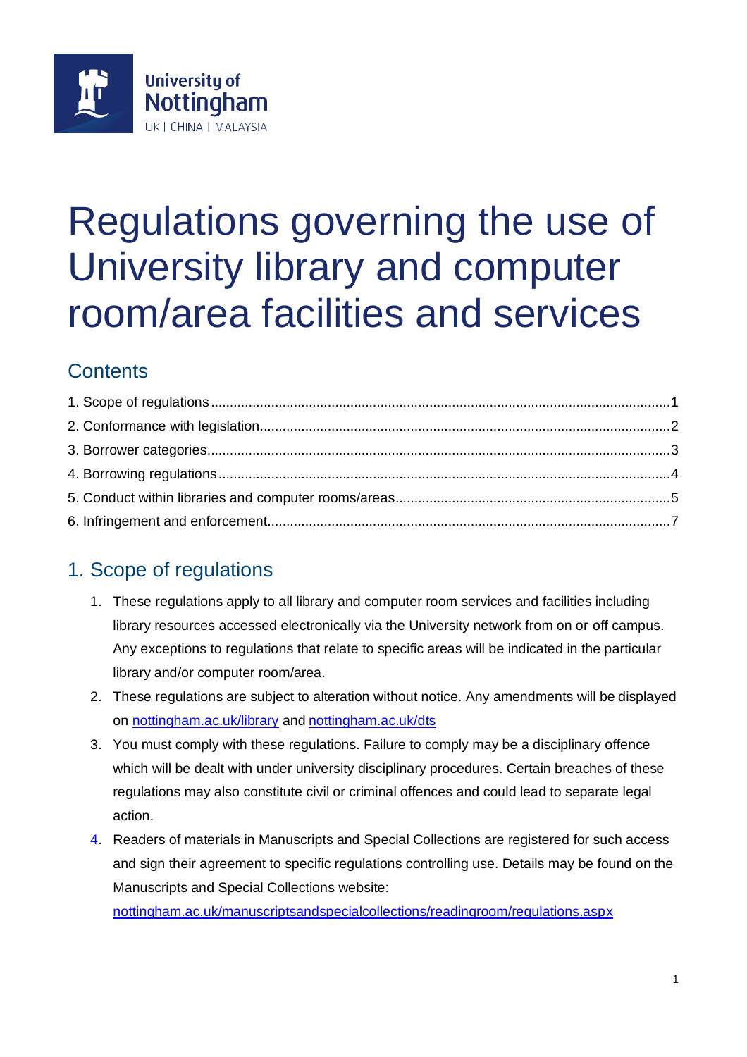# Regulations governing the use of University library and computer room/area facilities and services

## Contents

1. Scope of regulations....1
2. Conformance with legislation....2
3. Borrower categories....3
4. Borrowing regulations....4
5. Conduct within libraries and computer rooms/areas....5
6. Infringement and enforcement....7

## 1. Scope of regulations

1. These regulations apply to all library and computer room services and facilities including library resources accessed electronically via the University network from on or off campus. Any exceptions to regulations that relate to specific areas will be indicated in the particular library and/or computer room/area.
2. These regulations are subject to alteration without notice. Any amendments will be displayed on [nottingham.ac.uk/library](nottingham.ac.uk/library) and [nottingham.ac.uk/dts](nottingham.ac.uk/dts)
3. You must comply with these regulations. Failure to comply may be a disciplinary offence which will be dealt with under university disciplinary procedures. Certain breaches of these regulations may also constitute civil or criminal offences and could lead to separate legal action.
4. Readers of materials in Manuscripts and Special Collections are registered for such access and sign their agreement to specific regulations controlling use. Details may be found on the Manuscripts and Special Collections website: [nottingham.ac.uk/manuscriptsandspecialcollections/readingroom/regulations.aspx](nottingham.ac.uk/manuscriptsandspecialcollections/readingroom/regulations.aspx)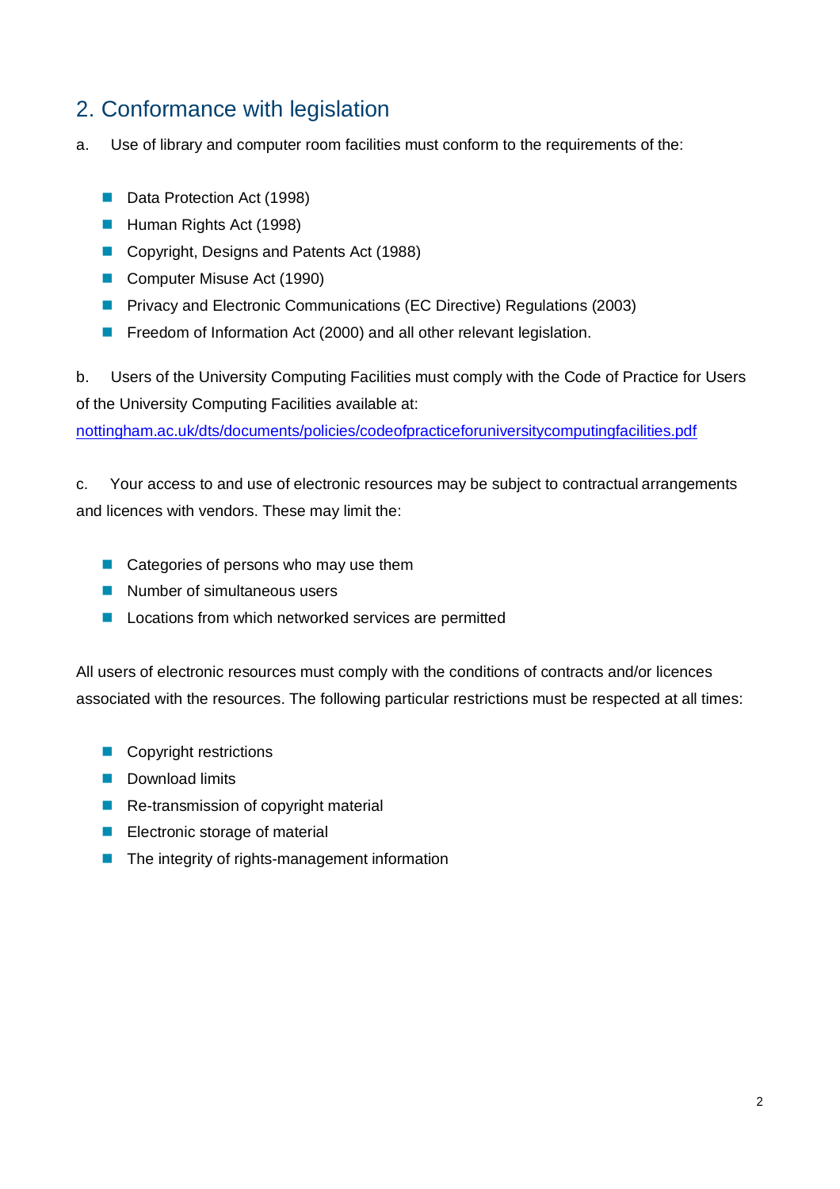## 2. Conformance with legislation

a. Use of library and computer room facilities must conform to the requirements of the:

- Data Protection Act (1998)
- Human Rights Act (1998)
- Copyright, Designs and Patents Act (1988)
- Computer Misuse Act (1990)
- Privacy and Electronic Communications (EC Directive) Regulations (2003)
- Freedom of Information Act (2000) and all other relevant legislation.

b. Users of the University Computing Facilities must comply with the Code of Practice for Users of the University Computing Facilities available at: [nottingham.ac.uk/dts/documents/policies/codeofpracticeforuniversitycomputingfacilities.pdf](nottingham.ac.uk/dts/documents/policies/codeofpracticeforuniversitycomputingfacilities.pdf)

c. Your access to and use of electronic resources may be subject to contractual arrangements and licences with vendors. These may limit the:

- Categories of persons who may use them
- Number of simultaneous users
- Locations from which networked services are permitted

All users of electronic resources must comply with the conditions of contracts and/or licences associated with the resources. The following particular restrictions must be respected at all times:

- Copyright restrictions
- Download limits
- Re-transmission of copyright material
- Electronic storage of material
- The integrity of rights-management information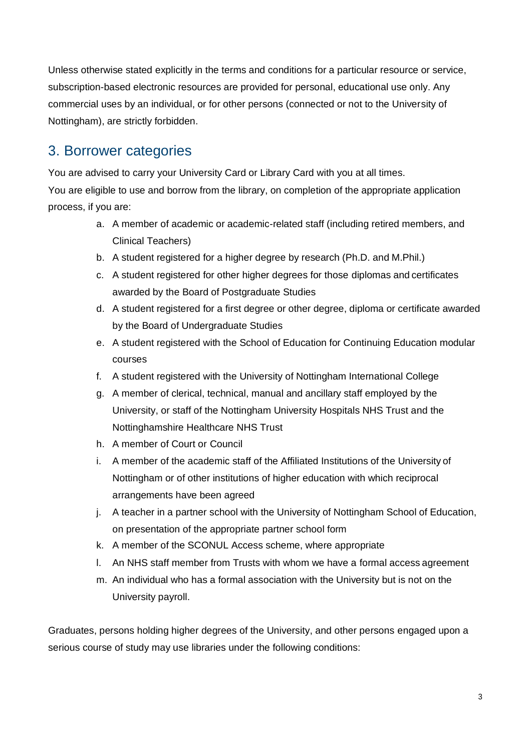Unless otherwise stated explicitly in the terms and conditions for a particular resource or service, subscription-based electronic resources are provided for personal, educational use only. Any commercial uses by an individual, or for other persons (connected or not to the University of Nottingham), are strictly forbidden.

## 3. Borrower categories

You are advised to carry your University Card or Library Card with you at all times.

You are eligible to use and borrow from the library, on completion of the appropriate application process, if you are:

a. A member of academic or academic-related staff (including retired members, and Clinical Teachers)
b. A student registered for a higher degree by research (Ph.D. and M.Phil.)
c. A student registered for other higher degrees for those diplomas and certificates awarded by the Board of Postgraduate Studies
d. A student registered for a first degree or other degree, diploma or certificate awarded by the Board of Undergraduate Studies
e. A student registered with the School of Education for Continuing Education modular courses
f. A student registered with the University of Nottingham International College
g. A member of clerical, technical, manual and ancillary staff employed by the University, or staff of the Nottingham University Hospitals NHS Trust and the Nottinghamshire Healthcare NHS Trust
h. A member of Court or Council
i. A member of the academic staff of the Affiliated Institutions of the University of Nottingham or of other institutions of higher education with which reciprocal arrangements have been agreed
j. A teacher in a partner school with the University of Nottingham School of Education, on presentation of the appropriate partner school form
k. A member of the SCONUL Access scheme, where appropriate
l. An NHS staff member from Trusts with whom we have a formal access agreement
m. An individual who has a formal association with the University but is not on the University payroll.

Graduates, persons holding higher degrees of the University, and other persons engaged upon a serious course of study may use libraries under the following conditions: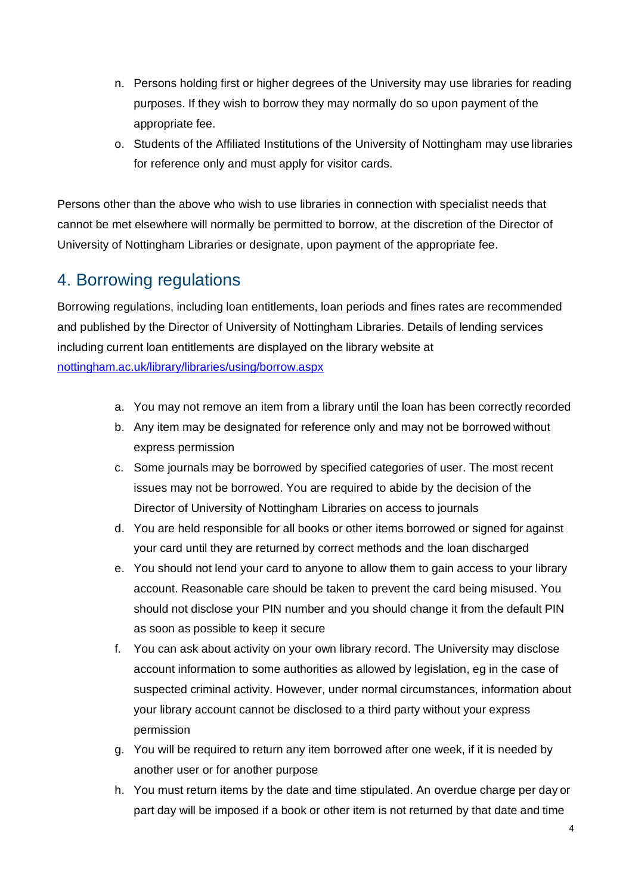n. Persons holding first or higher degrees of the University may use libraries for reading purposes. If they wish to borrow they may normally do so upon payment of the appropriate fee.
o. Students of the Affiliated Institutions of the University of Nottingham may use libraries for reference only and must apply for visitor cards.

Persons other than the above who wish to use libraries in connection with specialist needs that cannot be met elsewhere will normally be permitted to borrow, at the discretion of the Director of University of Nottingham Libraries or designate, upon payment of the appropriate fee.

## 4. Borrowing regulations

Borrowing regulations, including loan entitlements, loan periods and fines rates are recommended and published by the Director of University of Nottingham Libraries. Details of lending services including current loan entitlements are displayed on the library website at [nottingham.ac.uk/library/libraries/using/borrow.aspx](nottingham.ac.uk/library/libraries/using/borrow.aspx)

a. You may not remove an item from a library until the loan has been correctly recorded
b. Any item may be designated for reference only and may not be borrowed without express permission
c. Some journals may be borrowed by specified categories of user. The most recent issues may not be borrowed. You are required to abide by the decision of the Director of University of Nottingham Libraries on access to journals
d. You are held responsible for all books or other items borrowed or signed for against your card until they are returned by correct methods and the loan discharged
e. You should not lend your card to anyone to allow them to gain access to your library account. Reasonable care should be taken to prevent the card being misused. You should not disclose your PIN number and you should change it from the default PIN as soon as possible to keep it secure
f. You can ask about activity on your own library record. The University may disclose account information to some authorities as allowed by legislation, eg in the case of suspected criminal activity. However, under normal circumstances, information about your library account cannot be disclosed to a third party without your express permission
g. You will be required to return any item borrowed after one week, if it is needed by another user or for another purpose
h. You must return items by the date and time stipulated. An overdue charge per day or part day will be imposed if a book or other item is not returned by that date and time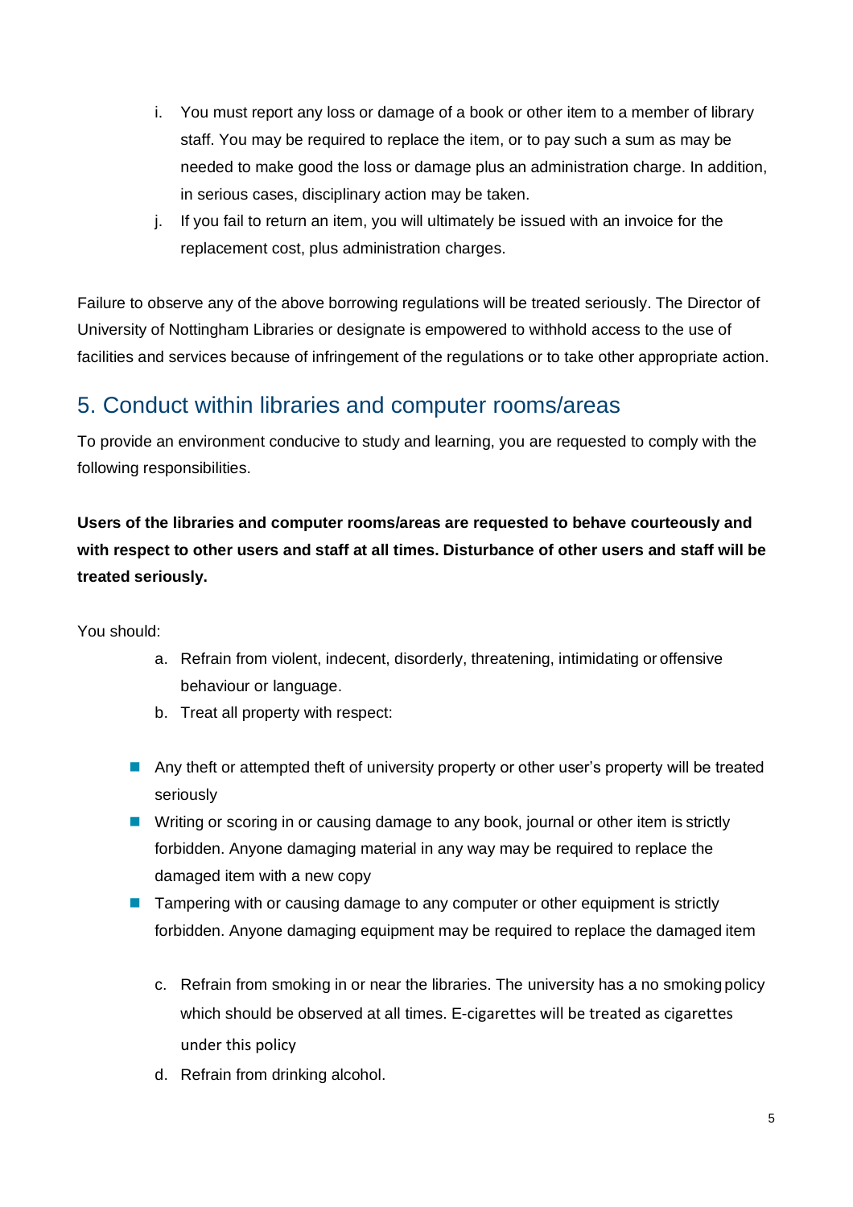i. You must report any loss or damage of a book or other item to a member of library staff. You may be required to replace the item, or to pay such a sum as may be needed to make good the loss or damage plus an administration charge. In addition, in serious cases, disciplinary action may be taken.
j. If you fail to return an item, you will ultimately be issued with an invoice for the replacement cost, plus administration charges.

Failure to observe any of the above borrowing regulations will be treated seriously. The Director of University of Nottingham Libraries or designate is empowered to withhold access to the use of facilities and services because of infringement of the regulations or to take other appropriate action.

## 5. Conduct within libraries and computer rooms/areas

To provide an environment conducive to study and learning, you are requested to comply with the following responsibilities.

**Users of the libraries and computer rooms/areas are requested to behave courteously and with respect to other users and staff at all times. Disturbance of other users and staff will be treated seriously.**

You should:

a. Refrain from violent, indecent, disorderly, threatening, intimidating or offensive behaviour or language.
b. Treat all property with respect:

- Any theft or attempted theft of university property or other user's property will be treated seriously
- Writing or scoring in or causing damage to any book, journal or other item is strictly forbidden. Anyone damaging material in any way may be required to replace the damaged item with a new copy
- Tampering with or causing damage to any computer or other equipment is strictly forbidden. Anyone damaging equipment may be required to replace the damaged item

c. Refrain from smoking in or near the libraries. The university has a no smoking policy which should be observed at all times. E-cigarettes will be treated as cigarettes under this policy
d. Refrain from drinking alcohol.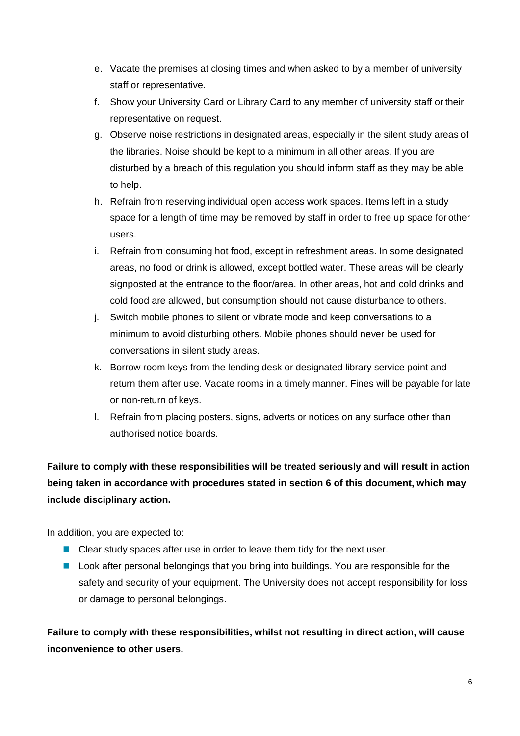e. Vacate the premises at closing times and when asked to by a member of university staff or representative.
f. Show your University Card or Library Card to any member of university staff or their representative on request.
g. Observe noise restrictions in designated areas, especially in the silent study areas of the libraries. Noise should be kept to a minimum in all other areas. If you are disturbed by a breach of this regulation you should inform staff as they may be able to help.
h. Refrain from reserving individual open access work spaces. Items left in a study space for a length of time may be removed by staff in order to free up space for other users.
i. Refrain from consuming hot food, except in refreshment areas. In some designated areas, no food or drink is allowed, except bottled water. These areas will be clearly signposted at the entrance to the floor/area. In other areas, hot and cold drinks and cold food are allowed, but consumption should not cause disturbance to others.
j. Switch mobile phones to silent or vibrate mode and keep conversations to a minimum to avoid disturbing others. Mobile phones should never be used for conversations in silent study areas.
k. Borrow room keys from the lending desk or designated library service point and return them after use. Vacate rooms in a timely manner. Fines will be payable for late or non-return of keys.
l. Refrain from placing posters, signs, adverts or notices on any surface other than authorised notice boards.

**Failure to comply with these responsibilities will be treated seriously and will result in action being taken in accordance with procedures stated in section 6 of this document, which may include disciplinary action.**

In addition, you are expected to:

- Clear study spaces after use in order to leave them tidy for the next user.
- Look after personal belongings that you bring into buildings. You are responsible for the safety and security of your equipment. The University does not accept responsibility for loss or damage to personal belongings.

**Failure to comply with these responsibilities, whilst not resulting in direct action, will cause inconvenience to other users.**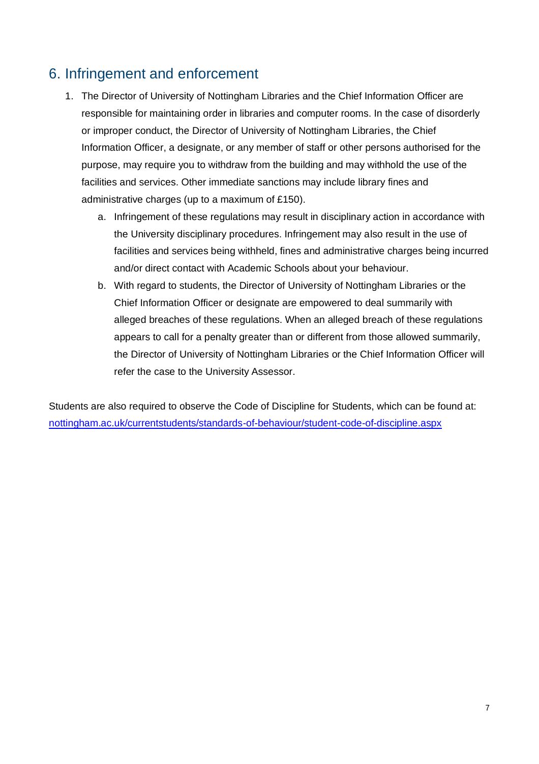## 6. Infringement and enforcement

1. The Director of University of Nottingham Libraries and the Chief Information Officer are responsible for maintaining order in libraries and computer rooms. In the case of disorderly or improper conduct, the Director of University of Nottingham Libraries, the Chief Information Officer, a designate, or any member of staff or other persons authorised for the purpose, may require you to withdraw from the building and may withhold the use of the facilities and services. Other immediate sanctions may include library fines and administrative charges (up to a maximum of £150).
    a. Infringement of these regulations may result in disciplinary action in accordance with the University disciplinary procedures. Infringement may also result in the use of facilities and services being withheld, fines and administrative charges being incurred and/or direct contact with Academic Schools about your behaviour.
    b. With regard to students, the Director of University of Nottingham Libraries or the Chief Information Officer or designate are empowered to deal summarily with alleged breaches of these regulations. When an alleged breach of these regulations appears to call for a penalty greater than or different from those allowed summarily, the Director of University of Nottingham Libraries or the Chief Information Officer will refer the case to the University Assessor.

Students are also required to observe the Code of Discipline for Students, which can be found at: [nottingham.ac.uk/currentstudents/standards-of-behaviour/student-code-of-discipline.aspx](https://nottingham.ac.uk/currentstudents/standards-of-behaviour/student-code-of-discipline.aspx)